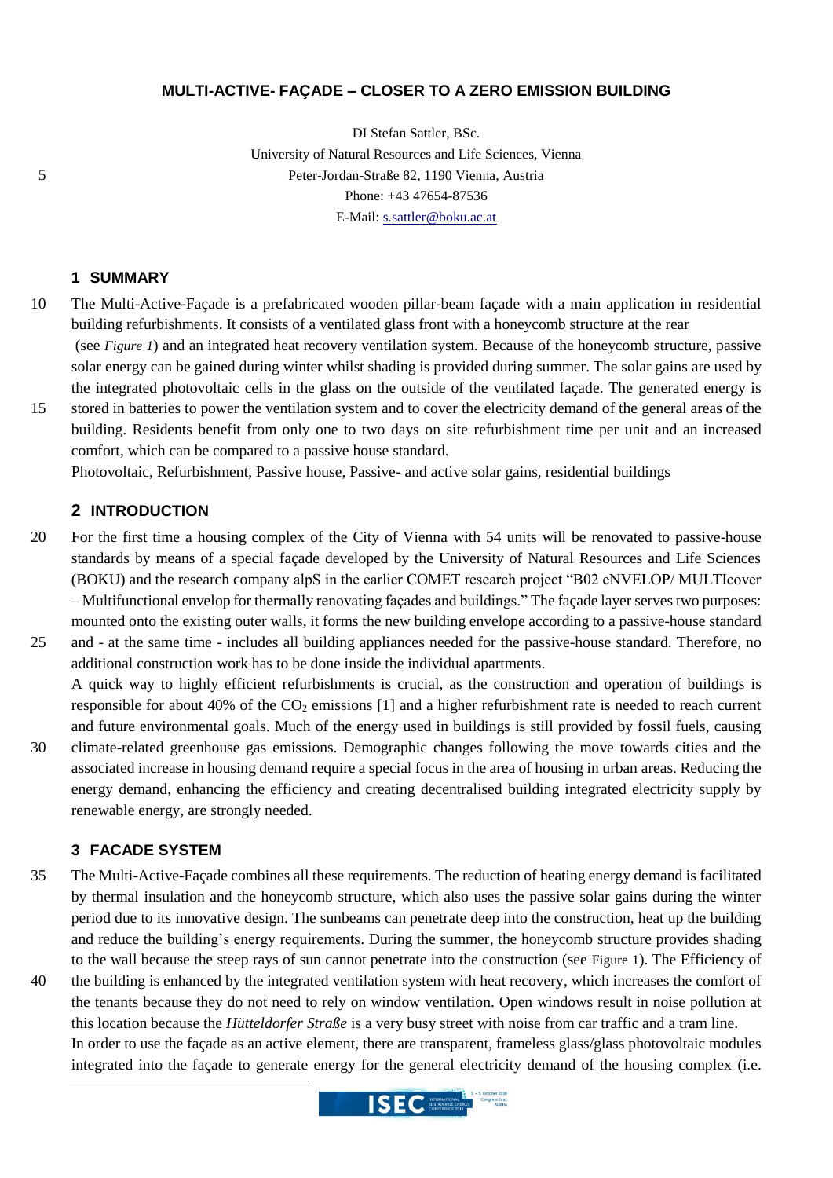# MULTI-ACTIVE- FAÇADE – CLOSER TO A ZERO EMISSION BUILDING

DI Stefan Sattler, BSc.
University of Natural Resources and Life Sciences, Vienna
Peter-Jordan-Straße 82, 1190 Vienna, Austria
Phone: +43 47654-87536
E-Mail: s.sattler@boku.ac.at

## 1 SUMMARY

The Multi-Active-Façade is a prefabricated wooden pillar-beam façade with a main application in residential building refurbishments. It consists of a ventilated glass front with a honeycomb structure at the rear (see *Figure 1*) and an integrated heat recovery ventilation system. Because of the honeycomb structure, passive solar energy can be gained during winter whilst shading is provided during summer. The solar gains are used by the integrated photovoltaic cells in the glass on the outside of the ventilated façade. The generated energy is stored in batteries to power the ventilation system and to cover the electricity demand of the general areas of the building. Residents benefit from only one to two days on site refurbishment time per unit and an increased comfort, which can be compared to a passive house standard.

Photovoltaic, Refurbishment, Passive house, Passive- and active solar gains, residential buildings

## 2 INTRODUCTION

For the first time a housing complex of the City of Vienna with 54 units will be renovated to passive-house standards by means of a special façade developed by the University of Natural Resources and Life Sciences (BOKU) and the research company alpS in the earlier COMET research project "B02 eNVELOP/ MULTIcover – Multifunctional envelop for thermally renovating façades and buildings." The façade layer serves two purposes: mounted onto the existing outer walls, it forms the new building envelope according to a passive-house standard and - at the same time - includes all building appliances needed for the passive-house standard. Therefore, no additional construction work has to be done inside the individual apartments.

A quick way to highly efficient refurbishments is crucial, as the construction and operation of buildings is responsible for about 40% of the $CO_2$ emissions [1] and a higher refurbishment rate is needed to reach current and future environmental goals. Much of the energy used in buildings is still provided by fossil fuels, causing climate-related greenhouse gas emissions. Demographic changes following the move towards cities and the associated increase in housing demand require a special focus in the area of housing in urban areas. Reducing the energy demand, enhancing the efficiency and creating decentralised building integrated electricity supply by renewable energy, are strongly needed.

## 3 FACADE SYSTEM

The Multi-Active-Façade combines all these requirements. The reduction of heating energy demand is facilitated by thermal insulation and the honeycomb structure, which also uses the passive solar gains during the winter period due to its innovative design. The sunbeams can penetrate deep into the construction, heat up the building and reduce the building's energy requirements. During the summer, the honeycomb structure provides shading to the wall because the steep rays of sun cannot penetrate into the construction (see Figure 1). The Efficiency of the building is enhanced by the integrated ventilation system with heat recovery, which increases the comfort of the tenants because they do not need to rely on window ventilation. Open windows result in noise pollution at this location because the *Hütteldorfer Straße* is a very busy street with noise from car traffic and a tram line.

In order to use the façade as an active element, there are transparent, frameless glass/glass photovoltaic modules integrated into the façade to generate energy for the general electricity demand of the housing complex (i.e.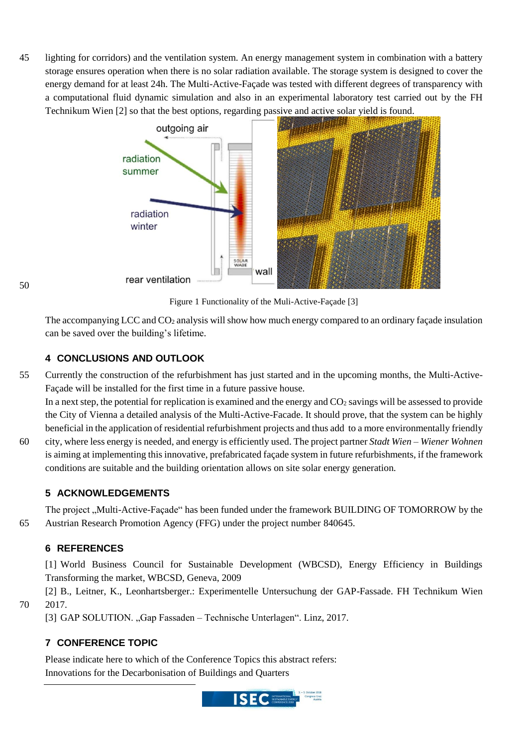lighting for corridors) and the ventilation system. An energy management system in combination with a battery storage ensures operation when there is no solar radiation available. The storage system is designed to cover the energy demand for at least 24h. The Multi-Active-Façade was tested with different degrees of transparency with a computational fluid dynamic simulation and also in an experimental laboratory test carried out by the FH Technikum Wien [2] so that the best options, regarding passive and active solar yield is found.

outgoing air

radiation summer

radiation winter

SOLAR WABE

wall

rear ventilation

Figure 1 Functionality of the Muli-Active-Façade [3]

The accompanying LCC and $CO_2$ analysis will show how much energy compared to an ordinary façade insulation can be saved over the building's lifetime.

## 4 CONCLUSIONS AND OUTLOOK

Currently the construction of the refurbishment has just started and in the upcoming months, the Multi-Active-Façade will be installed for the first time in a future passive house.

In a next step, the potential for replication is examined and the energy and $CO_2$ savings will be assessed to provide the City of Vienna a detailed analysis of the Multi-Active-Facade. It should prove, that the system can be highly beneficial in the application of residential refurbishment projects and thus add to a more environmentally friendly city, where less energy is needed, and energy is efficiently used. The project partner *Stadt Wien – Wiener Wohnen* is aiming at implementing this innovative, prefabricated façade system in future refurbishments, if the framework conditions are suitable and the building orientation allows on site solar energy generation.

## 5 ACKNOWLEDGEMENTS

The project „Multi-Active-Façade" has been funded under the framework BUILDING OF TOMORROW by the Austrian Research Promotion Agency (FFG) under the project number 840645.

## 6 REFERENCES

[1] World Business Council for Sustainable Development (WBCSD), Energy Efficiency in Buildings Transforming the market, WBCSD, Geneva, 2009

[2] B., Leitner, K., Leonhartsberger.: Experimentelle Untersuchung der GAP-Fassade. FH Technikum Wien 2017.

[3] GAP SOLUTION. „Gap Fassaden – Technische Unterlagen". Linz, 2017.

## 7 CONFERENCE TOPIC

Please indicate here to which of the Conference Topics this abstract refers:

Innovations for the Decarbonisation of Buildings and Quarters